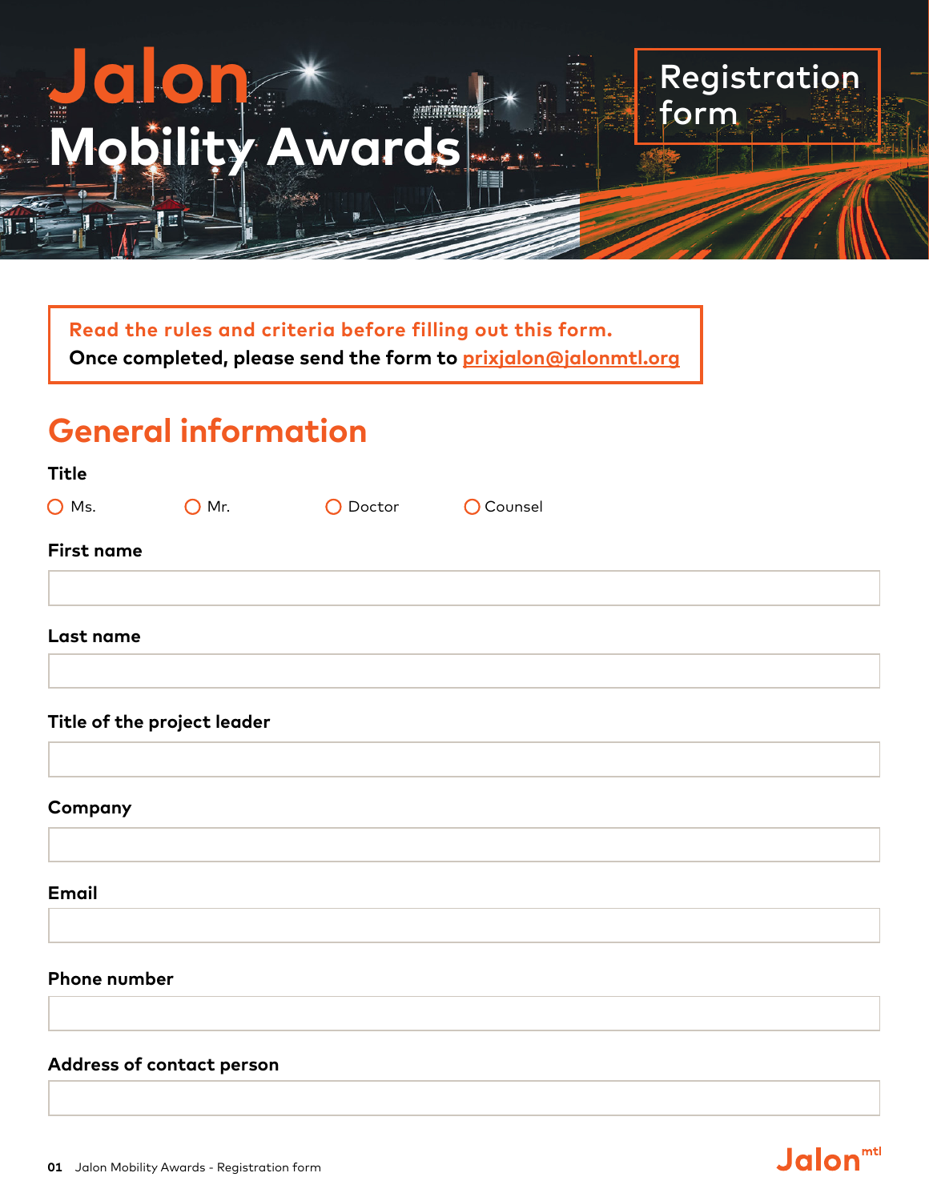# Jalon Mobility Awards

## Registration form

**Read the rules and criteria before filling out this form.**
**Once completed, please send the form to prixjalon@jalonmtl.org**

## General information

**Title**

○ Ms. ○ Mr. ○ Doctor ○ Counsel

**First name**

**Last name**

**Title of the project leader**

**Company**

**Email**

**Phone number**

**Address of contact person**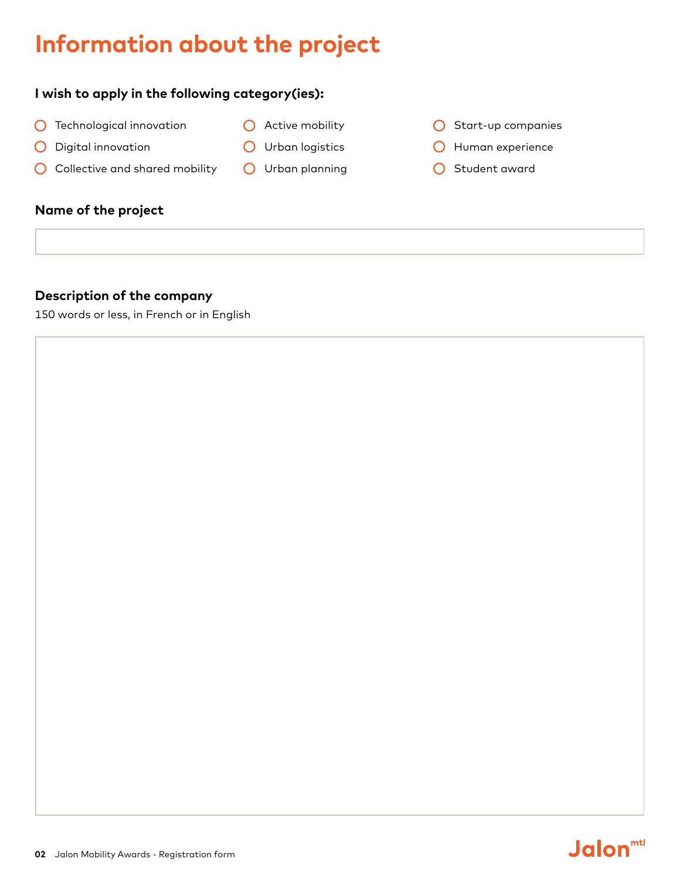# Information about the project

**I wish to apply in the following category(ies):**

- ○ Technological innovation
- ○ Digital innovation
- ○ Collective and shared mobility
- ○ Active mobility
- ○ Urban logistics
- ○ Urban planning
- ○ Start-up companies
- ○ Human experience
- ○ Student award

**Name of the project**

**Description of the company**

150 words or less, in French or in English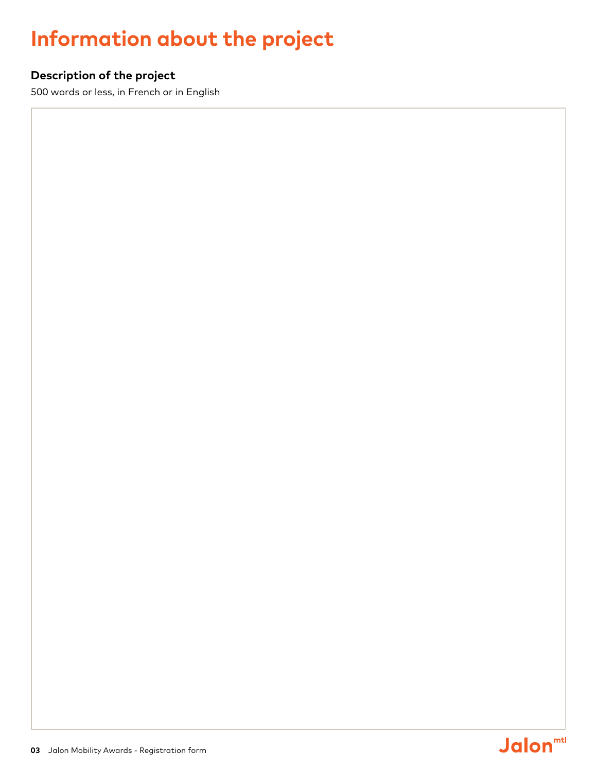# Information about the project

**Description of the project**

500 words or less, in French or in English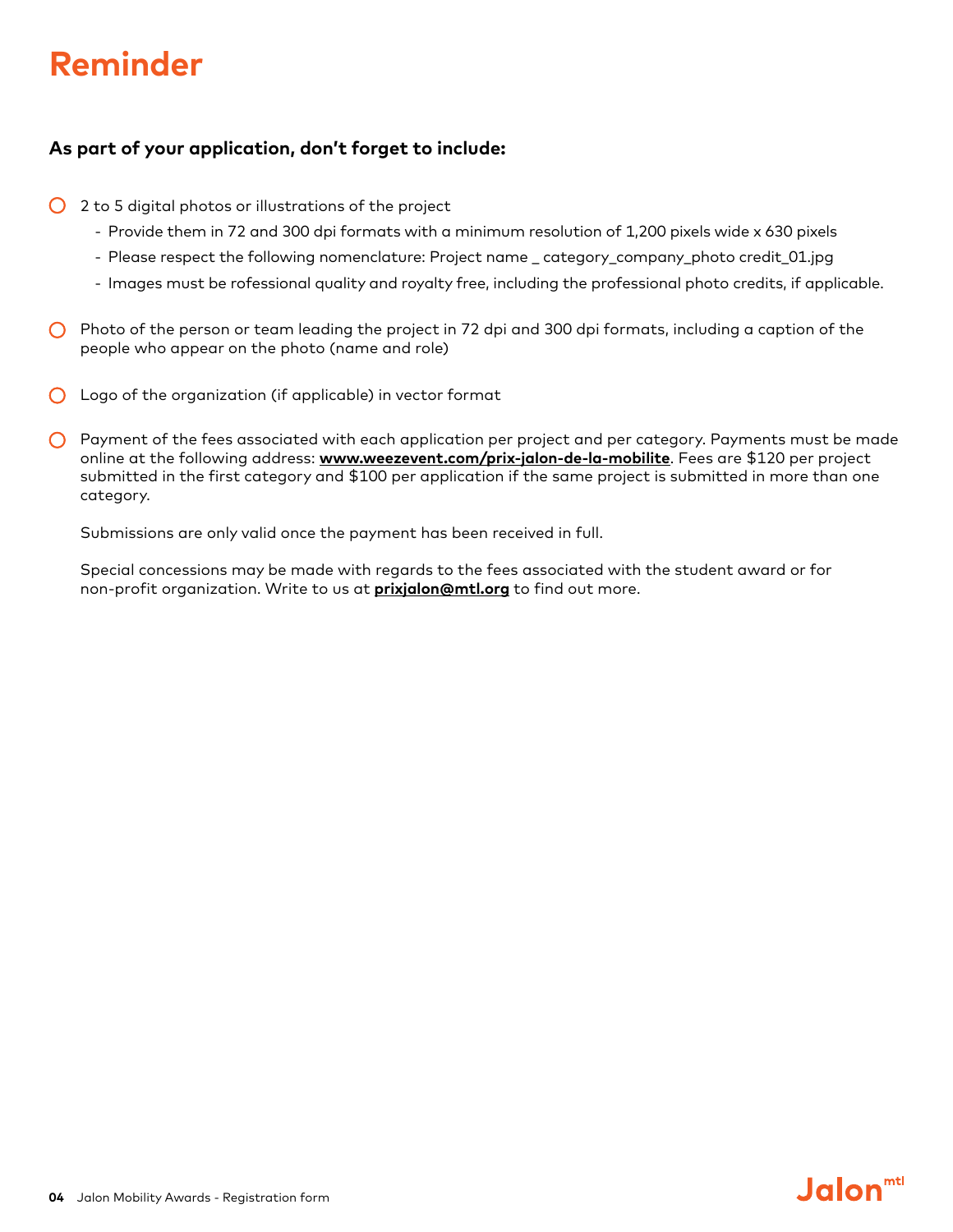# Reminder

**As part of your application, don't forget to include:**

- ○ 2 to 5 digital photos or illustrations of the project
  - Provide them in 72 and 300 dpi formats with a minimum resolution of 1,200 pixels wide x 630 pixels
  - Please respect the following nomenclature: Project name _ category_company_photo credit_01.jpg
  - Images must be rofessional quality and royalty free, including the professional photo credits, if applicable.

- ○ Photo of the person or team leading the project in 72 dpi and 300 dpi formats, including a caption of the people who appear on the photo (name and role)

- ○ Logo of the organization (if applicable) in vector format

- ○ Payment of the fees associated with each application per project and per category. Payments must be made online at the following address: **www.weezevent.com/prix-jalon-de-la-mobilite**. Fees are $120 per project submitted in the first category and $100 per application if the same project is submitted in more than one category.

  Submissions are only valid once the payment has been received in full.

  Special concessions may be made with regards to the fees associated with the student award or for non-profit organization. Write to us at **prixjalon@mtl.org** to find out more.